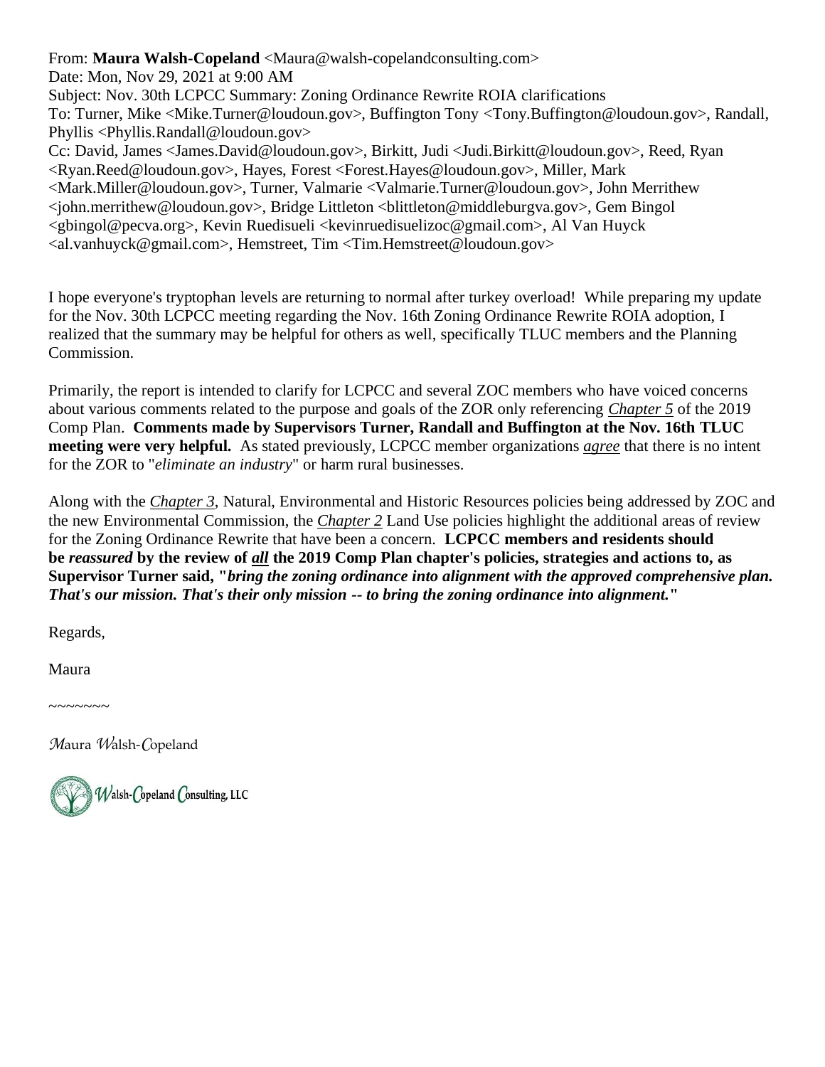From: **Maura Walsh-Copeland** <Maura@walsh-copelandconsulting.com>
Date: Mon, Nov 29, 2021 at 9:00 AM
Subject: Nov. 30th LCPCC Summary: Zoning Ordinance Rewrite ROIA clarifications
To: Turner, Mike <Mike.Turner@loudoun.gov>, Buffington Tony <Tony.Buffington@loudoun.gov>, Randall, Phyllis <Phyllis.Randall@loudoun.gov>
Cc: David, James <James.David@loudoun.gov>, Birkitt, Judi <Judi.Birkitt@loudoun.gov>, Reed, Ryan <Ryan.Reed@loudoun.gov>, Hayes, Forest <Forest.Hayes@loudoun.gov>, Miller, Mark <Mark.Miller@loudoun.gov>, Turner, Valmarie <Valmarie.Turner@loudoun.gov>, John Merrithew <john.merrithew@loudoun.gov>, Bridge Littleton <blittleton@middleburgva.gov>, Gem Bingol <gbingol@pecva.org>, Kevin Ruedisueli <kevinruedisuelizoc@gmail.com>, Al Van Huyck <al.vanhuyck@gmail.com>, Hemstreet, Tim <Tim.Hemstreet@loudoun.gov>

I hope everyone's tryptophan levels are returning to normal after turkey overload! While preparing my update for the Nov. 30th LCPCC meeting regarding the Nov. 16th Zoning Ordinance Rewrite ROIA adoption, I realized that the summary may be helpful for others as well, specifically TLUC members and the Planning Commission.

Primarily, the report is intended to clarify for LCPCC and several ZOC members who have voiced concerns about various comments related to the purpose and goals of the ZOR only referencing ***Chapter 5*** of the 2019 Comp Plan. **Comments made by Supervisors Turner, Randall and Buffington at the Nov. 16th TLUC meeting were very helpful.** As stated previously, LCPCC member organizations ***agree*** that there is no intent for the ZOR to "*eliminate an industry*" or harm rural businesses.

Along with the ***Chapter 3***, Natural, Environmental and Historic Resources policies being addressed by ZOC and the new Environmental Commission, the ***Chapter 2*** Land Use policies highlight the additional areas of review for the Zoning Ordinance Rewrite that have been a concern. **LCPCC members and residents should be *reassured* by the review of *all* the 2019 Comp Plan chapter's policies, strategies and actions to, as Supervisor Turner said, "*bring the zoning ordinance into alignment with the approved comprehensive plan. That's our mission. That's their only mission -- to bring the zoning ordinance into alignment.*"**

Regards,

Maura

~~~~~~~

*Maura Walsh-Copeland*

Walsh-Copeland Consulting, LLC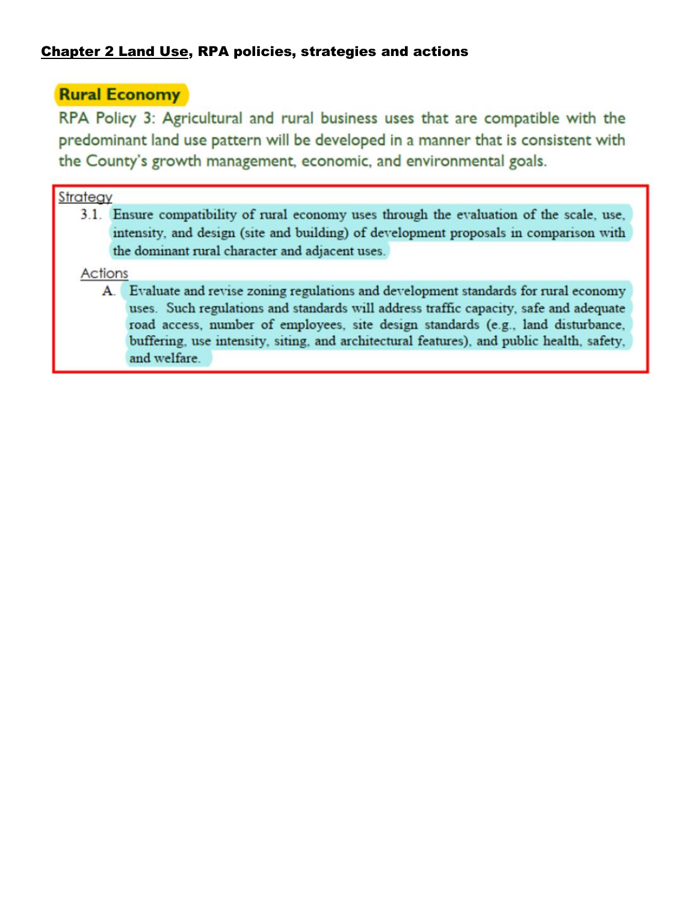**<u>Chapter 2 Land Use</u>, RPA policies, strategies and actions**

## Rural Economy

RPA Policy 3: Agricultural and rural business uses that are compatible with the predominant land use pattern will be developed in a manner that is consistent with the County's growth management, economic, and environmental goals.

<u>Strategy</u>

3.1. Ensure compatibility of rural economy uses through the evaluation of the scale, use, intensity, and design (site and building) of development proposals in comparison with the dominant rural character and adjacent uses.

<u>Actions</u>

A. Evaluate and revise zoning regulations and development standards for rural economy uses. Such regulations and standards will address traffic capacity, safe and adequate road access, number of employees, site design standards (e.g., land disturbance, buffering, use intensity, siting, and architectural features), and public health, safety, and welfare.